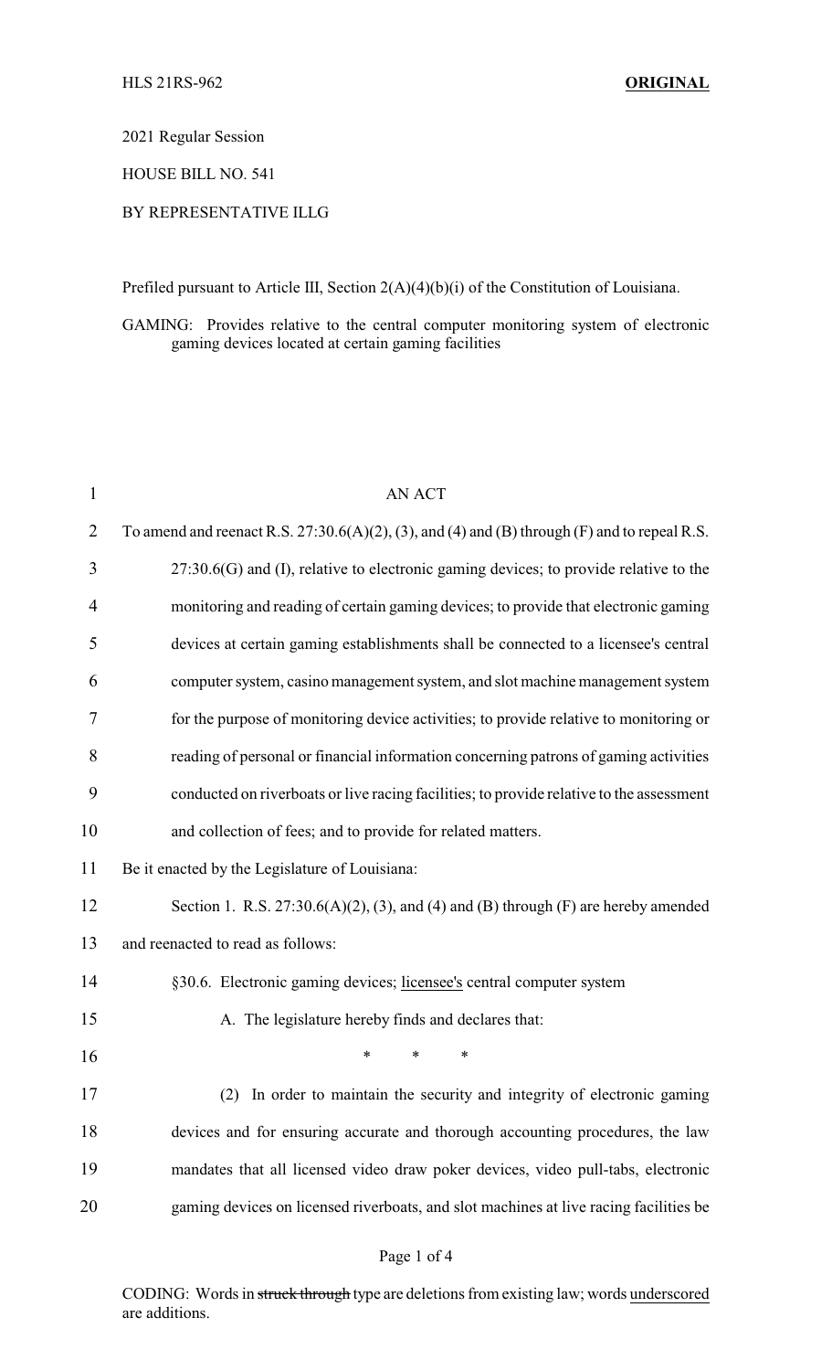HLS 21RS-962 **ORIGINAL**

2021 Regular Session

HOUSE BILL NO. 541

BY REPRESENTATIVE ILLG

Prefiled pursuant to Article III, Section 2(A)(4)(b)(i) of the Constitution of Louisiana.

GAMING: Provides relative to the central computer monitoring system of electronic gaming devices located at certain gaming facilities

AN ACT

To amend and reenact R.S. 27:30.6(A)(2), (3), and (4) and (B) through (F) and to repeal R.S. 27:30.6(G) and (I), relative to electronic gaming devices; to provide relative to the monitoring and reading of certain gaming devices; to provide that electronic gaming devices at certain gaming establishments shall be connected to a licensee's central computer system, casino management system, and slot machine management system for the purpose of monitoring device activities; to provide relative to monitoring or reading of personal or financial information concerning patrons of gaming activities conducted on riverboats or live racing facilities; to provide relative to the assessment and collection of fees; and to provide for related matters.

Be it enacted by the Legislature of Louisiana:

Section 1. R.S. 27:30.6(A)(2), (3), and (4) and (B) through (F) are hereby amended and reenacted to read as follows:

§30.6. Electronic gaming devices; <u>licensee's</u> central computer system

A. The legislature hereby finds and declares that:

\* \* \*

(2) In order to maintain the security and integrity of electronic gaming devices and for ensuring accurate and thorough accounting procedures, the law mandates that all licensed video draw poker devices, video pull-tabs, electronic gaming devices on licensed riverboats, and slot machines at live racing facilities be

CODING: Words in ~~struck through~~ type are deletions from existing law; words <u>underscored</u> are additions.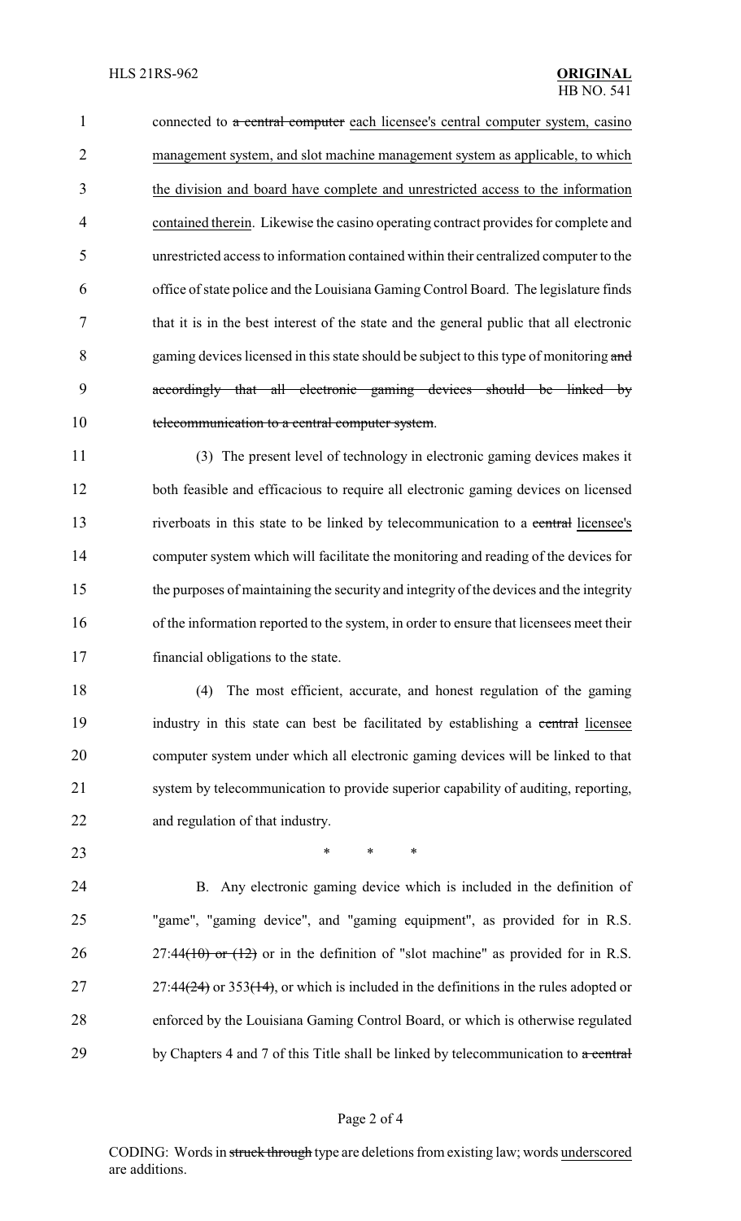connected to ~~a central computer~~ <u>each licensee's central computer system, casino management system, and slot machine management system as applicable, to which the division and board have complete and unrestricted access to the information contained therein</u>. Likewise the casino operating contract provides for complete and unrestricted access to information contained within their centralized computer to the office of state police and the Louisiana Gaming Control Board. The legislature finds that it is in the best interest of the state and the general public that all electronic gaming devices licensed in this state should be subject to this type of monitoring ~~and accordingly that all electronic gaming devices should be linked by telecommunication to a central computer system~~.

(3) The present level of technology in electronic gaming devices makes it both feasible and efficacious to require all electronic gaming devices on licensed riverboats in this state to be linked by telecommunication to a ~~central~~ <u>licensee's</u> computer system which will facilitate the monitoring and reading of the devices for the purposes of maintaining the security and integrity of the devices and the integrity of the information reported to the system, in order to ensure that licensees meet their financial obligations to the state.

(4) The most efficient, accurate, and honest regulation of the gaming industry in this state can best be facilitated by establishing a ~~central~~ <u>licensee</u> computer system under which all electronic gaming devices will be linked to that system by telecommunication to provide superior capability of auditing, reporting, and regulation of that industry.

\* \* \*

B. Any electronic gaming device which is included in the definition of "game", "gaming device", and "gaming equipment", as provided for in R.S. 27:44~~(10) or (12)~~ or in the definition of "slot machine" as provided for in R.S. 27:44~~(24)~~ or 353~~(14)~~, or which is included in the definitions in the rules adopted or enforced by the Louisiana Gaming Control Board, or which is otherwise regulated by Chapters 4 and 7 of this Title shall be linked by telecommunication to ~~a central~~

CODING: Words in ~~struck through~~ type are deletions from existing law; words <u>underscored</u> are additions.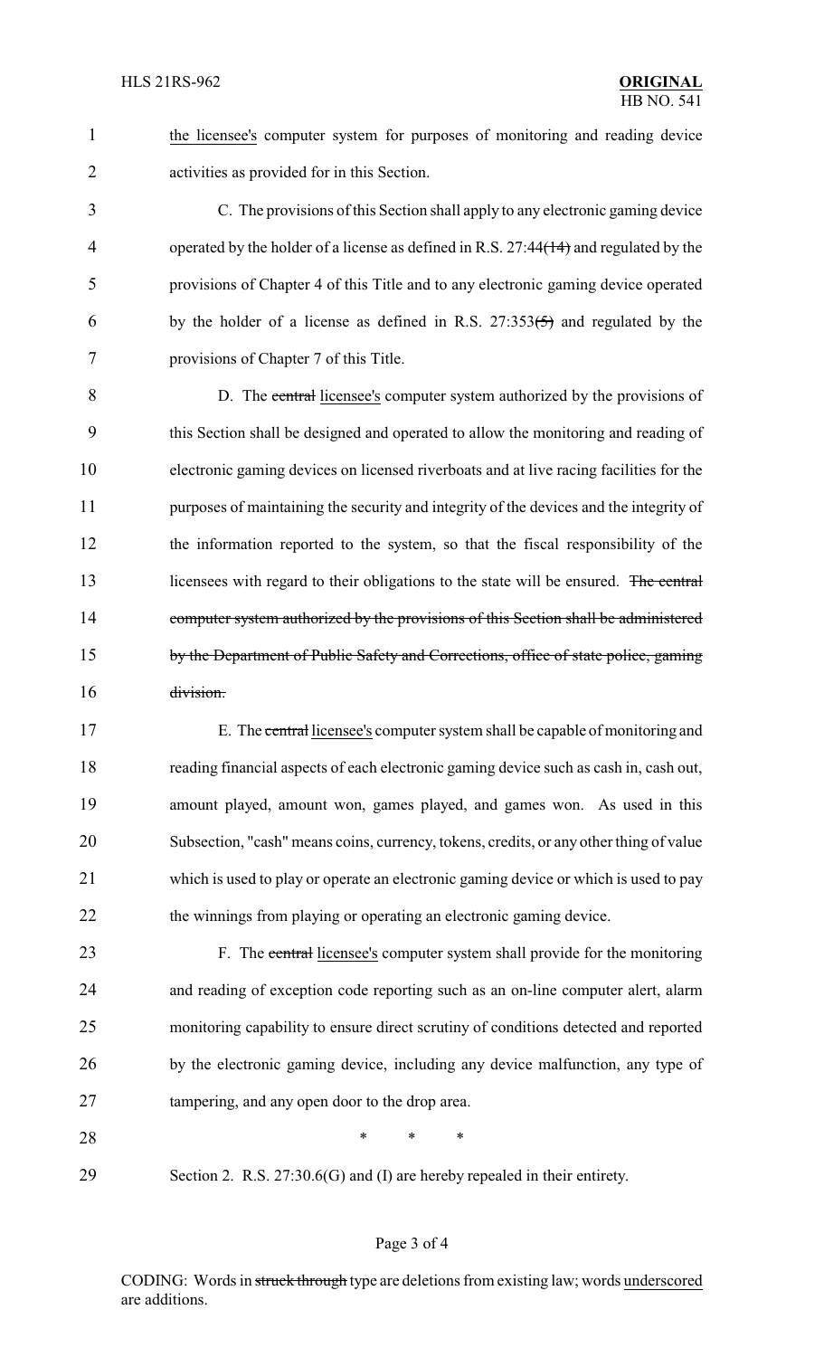the licensee's computer system for purposes of monitoring and reading device activities as provided for in this Section.

C. The provisions of this Section shall apply to any electronic gaming device operated by the holder of a license as defined in R.S. 27:44~~(14)~~ and regulated by the provisions of Chapter 4 of this Title and to any electronic gaming device operated by the holder of a license as defined in R.S. 27:353~~(5)~~ and regulated by the provisions of Chapter 7 of this Title.

D. The ~~central~~ licensee's computer system authorized by the provisions of this Section shall be designed and operated to allow the monitoring and reading of electronic gaming devices on licensed riverboats and at live racing facilities for the purposes of maintaining the security and integrity of the devices and the integrity of the information reported to the system, so that the fiscal responsibility of the licensees with regard to their obligations to the state will be ensured. ~~The central computer system authorized by the provisions of this Section shall be administered by the Department of Public Safety and Corrections, office of state police, gaming division.~~

E. The ~~central~~ licensee's computer system shall be capable of monitoring and reading financial aspects of each electronic gaming device such as cash in, cash out, amount played, amount won, games played, and games won. As used in this Subsection, "cash" means coins, currency, tokens, credits, or any other thing of value which is used to play or operate an electronic gaming device or which is used to pay the winnings from playing or operating an electronic gaming device.

F. The ~~central~~ licensee's computer system shall provide for the monitoring and reading of exception code reporting such as an on-line computer alert, alarm monitoring capability to ensure direct scrutiny of conditions detected and reported by the electronic gaming device, including any device malfunction, any type of tampering, and any open door to the drop area.

\* \* \*

Section 2. R.S. 27:30.6(G) and (I) are hereby repealed in their entirety.

CODING: Words in ~~struck through~~ type are deletions from existing law; words underscored are additions.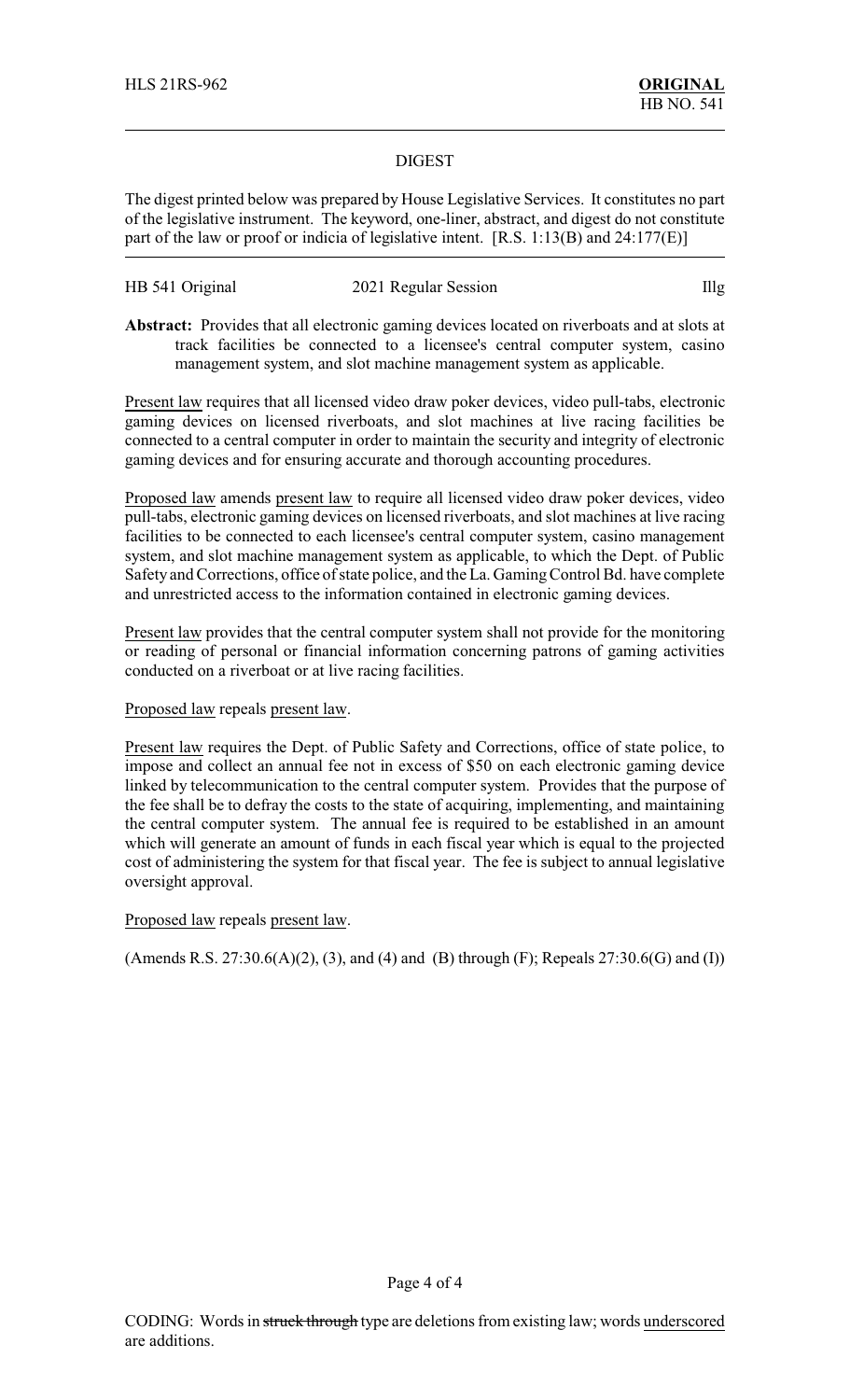HLS 21RS-962 **ORIGINAL**
HB NO. 541

## DIGEST

The digest printed below was prepared by House Legislative Services. It constitutes no part of the legislative instrument. The keyword, one-liner, abstract, and digest do not constitute part of the law or proof or indicia of legislative intent. [R.S. 1:13(B) and 24:177(E)]

HB 541 Original 2021 Regular Session Illg

**Abstract:** Provides that all electronic gaming devices located on riverboats and at slots at track facilities be connected to a licensee's central computer system, casino management system, and slot machine management system as applicable.

Present law requires that all licensed video draw poker devices, video pull-tabs, electronic gaming devices on licensed riverboats, and slot machines at live racing facilities be connected to a central computer in order to maintain the security and integrity of electronic gaming devices and for ensuring accurate and thorough accounting procedures.

Proposed law amends present law to require all licensed video draw poker devices, video pull-tabs, electronic gaming devices on licensed riverboats, and slot machines at live racing facilities to be connected to each licensee's central computer system, casino management system, and slot machine management system as applicable, to which the Dept. of Public Safety and Corrections, office of state police, and the La. Gaming Control Bd. have complete and unrestricted access to the information contained in electronic gaming devices.

Present law provides that the central computer system shall not provide for the monitoring or reading of personal or financial information concerning patrons of gaming activities conducted on a riverboat or at live racing facilities.

Proposed law repeals present law.

Present law requires the Dept. of Public Safety and Corrections, office of state police, to impose and collect an annual fee not in excess of $50 on each electronic gaming device linked by telecommunication to the central computer system. Provides that the purpose of the fee shall be to defray the costs to the state of acquiring, implementing, and maintaining the central computer system. The annual fee is required to be established in an amount which will generate an amount of funds in each fiscal year which is equal to the projected cost of administering the system for that fiscal year. The fee is subject to annual legislative oversight approval.

Proposed law repeals present law.

(Amends R.S. 27:30.6(A)(2), (3), and (4) and (B) through (F); Repeals 27:30.6(G) and (I))

CODING: Words in ~~struck through~~ type are deletions from existing law; words underscored are additions.